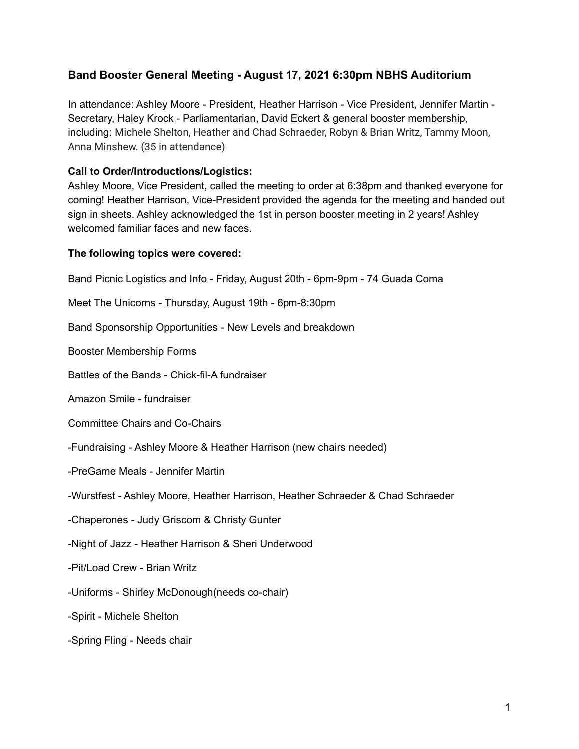## Band Booster General Meeting - August 17, 2021 6:30pm NBHS Auditorium

In attendance: Ashley Moore - President, Heather Harrison - Vice President, Jennifer Martin - Secretary, Haley Krock - Parliamentarian, David Eckert & general booster membership, including: Michele Shelton, Heather and Chad Schraeder, Robyn & Brian Writz, Tammy Moon, Anna Minshew. (35 in attendance)

**Call to Order/Introductions/Logistics:**
Ashley Moore, Vice President, called the meeting to order at 6:38pm and thanked everyone for coming! Heather Harrison, Vice-President provided the agenda for the meeting and handed out sign in sheets. Ashley acknowledged the 1st in person booster meeting in 2 years! Ashley welcomed familiar faces and new faces.

**The following topics were covered:**

Band Picnic Logistics and Info - Friday, August 20th - 6pm-9pm - 74 Guada Coma

Meet The Unicorns - Thursday, August 19th - 6pm-8:30pm

Band Sponsorship Opportunities - New Levels and breakdown

Booster Membership Forms

Battles of the Bands - Chick-fil-A fundraiser

Amazon Smile - fundraiser

Committee Chairs and Co-Chairs

-Fundraising - Ashley Moore & Heather Harrison (new chairs needed)

-PreGame Meals - Jennifer Martin

-Wurstfest - Ashley Moore, Heather Harrison, Heather Schraeder & Chad Schraeder

-Chaperones - Judy Griscom & Christy Gunter

-Night of Jazz - Heather Harrison & Sheri Underwood

-Pit/Load Crew - Brian Writz

-Uniforms - Shirley McDonough(needs co-chair)

-Spirit - Michele Shelton

-Spring Fling - Needs chair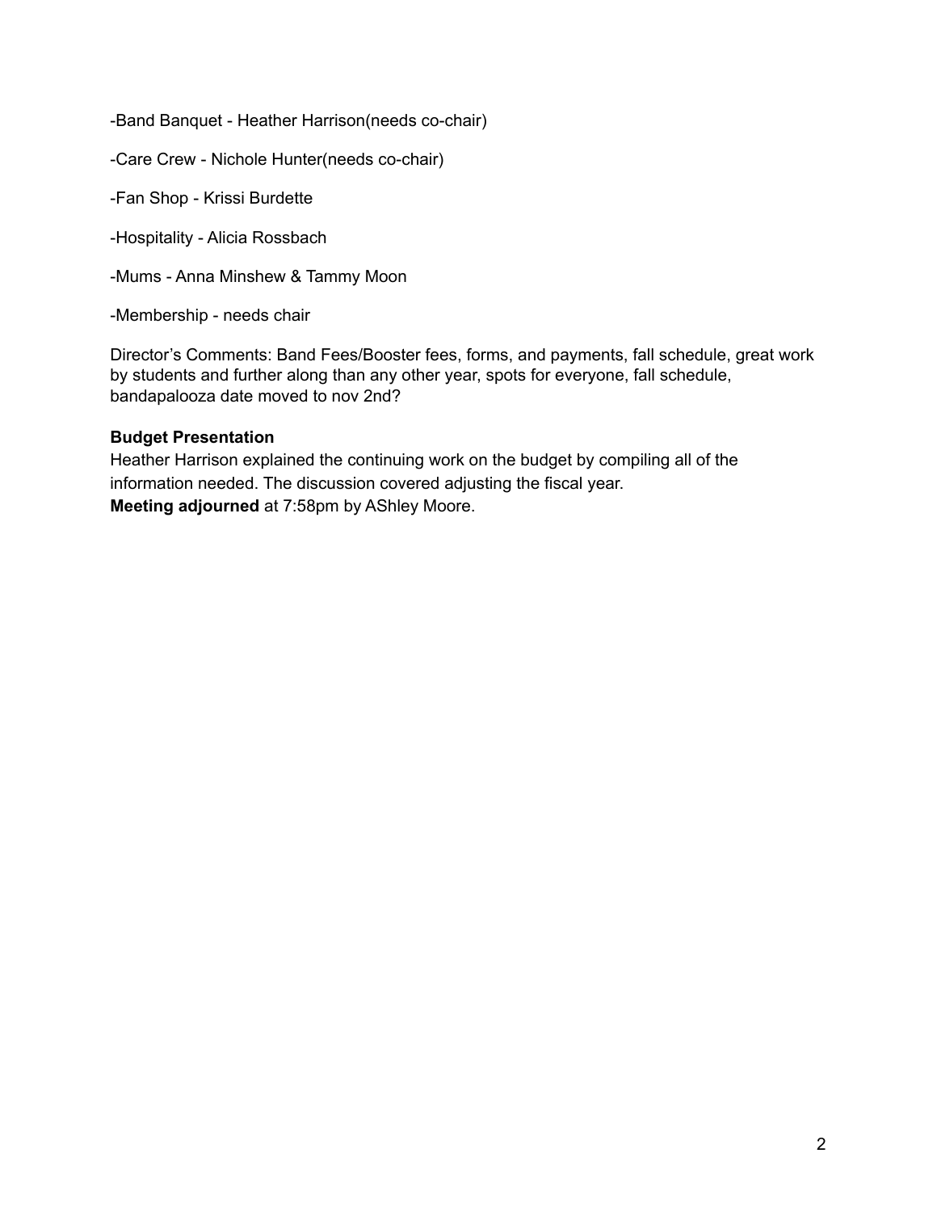-Band Banquet - Heather Harrison(needs co-chair)

-Care Crew - Nichole Hunter(needs co-chair)

-Fan Shop - Krissi Burdette

-Hospitality - Alicia Rossbach

-Mums - Anna Minshew & Tammy Moon

-Membership - needs chair

Director's Comments: Band Fees/Booster fees, forms, and payments, fall schedule, great work by students and further along than any other year, spots for everyone, fall schedule, bandapalooza date moved to nov 2nd?

**Budget Presentation**
Heather Harrison explained the continuing work on the budget by compiling all of the information needed. The discussion covered adjusting the fiscal year.
**Meeting adjourned** at 7:58pm by AShley Moore.